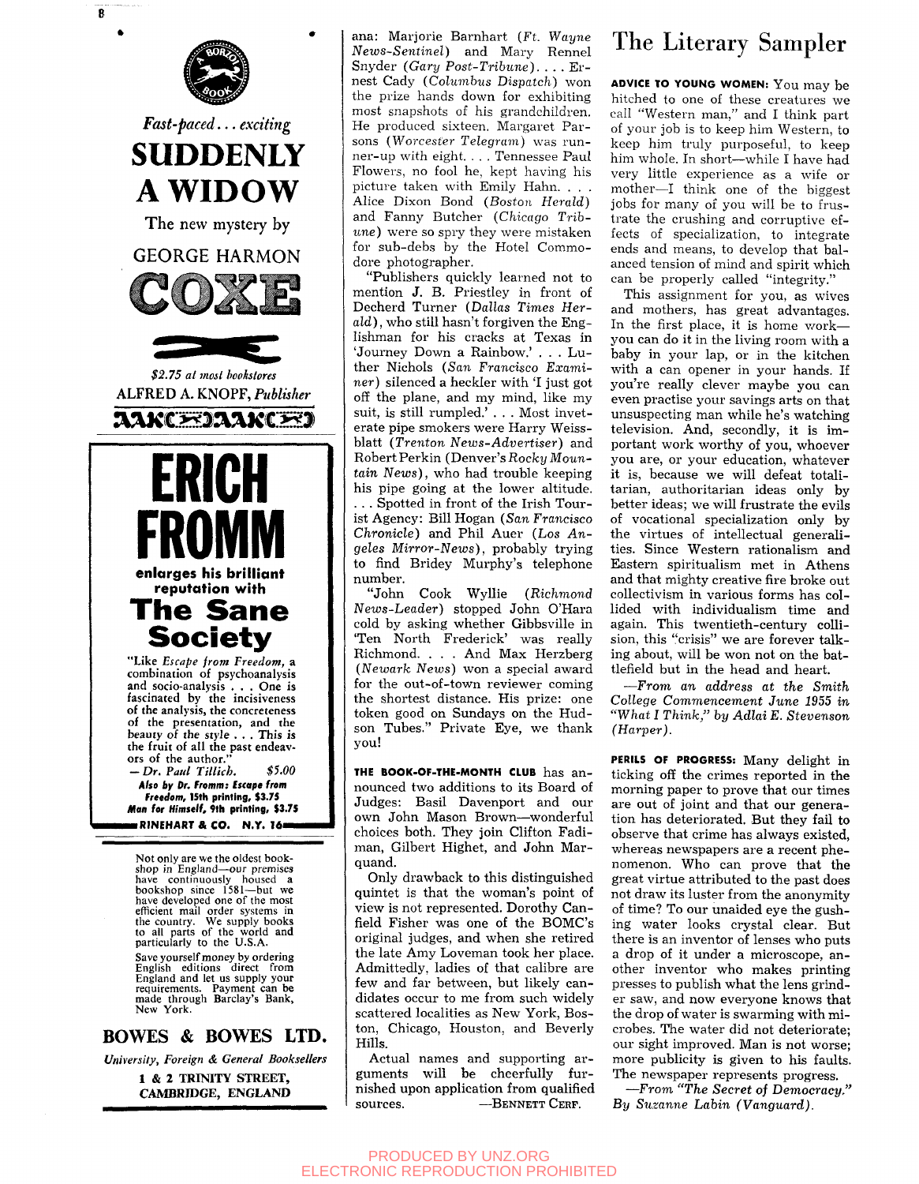*Fast-paced... exciting*

# SUDDENLY A WIDOW

The new mystery by

GEORGE HARMON

# COXE

*$2.75 at most bookstores*

ALFRED A. KNOPF, *Publisher*

---

# ERICH FROMM

**enlarges his brilliant reputation with**

## The Sane Society

"Like *Escape from Freedom*, a combination of psychoanalysis and socio-analysis . . . One is fascinated by the incisiveness of the analysis, the concreteness of the presentation, and the beauty of the style . . . This is the fruit of all the past endeavors of the author."
— *Dr. Paul Tillich.* $5.00

***Also by Dr. Fromm: Escape from Freedom, 15th printing, $3.75 Man for Himself, 9th printing, $3.75***

**RINEHART & CO. N.Y. 16**

---

Not only are we the oldest bookshop in England—our premises have continuously housed a bookshop since 1581—but we have developed one of the most efficient mail order systems in the country. We supply books to all parts of the world and particularly to the U.S.A.

Save yourself money by ordering English editions direct from England and let us supply your requirements. Payment can be made through Barclay's Bank, New York.

## BOWES & BOWES LTD.

*University, Foreign & General Booksellers*

**1 & 2 TRINITY STREET, CAMBRIDGE, ENGLAND**

---

ana: Marjorie Barnhart (*Ft. Wayne News-Sentinel*) and Mary Rennel Snyder (*Gary Post-Tribune*). . . . Ernest Cady (*Columbus Dispatch*) won the prize hands down for exhibiting the most snapshots of his grandchildren. He produced sixteen. Margaret Parsons (*Worcester Telegram*) was runner-up with eight. . . . Tennessee Paul Flowers, no fool he, kept having his picture taken with Emily Hahn. . . . Alice Dixon Bond (*Boston Herald*) and Fanny Butcher (*Chicago Tribune*) were so spry they were mistaken for sub-debs by the Hotel Commodore photographer.

"Publishers quickly learned not to mention J. B. Priestley in front of Decherd Turner (*Dallas Times Herald*), who still hasn't forgiven the Englishman for his cracks at Texas in 'Journey Down a Rainbow.' . . . Luther Nichols (*San Francisco Examiner*) silenced a heckler with 'I just got off the plane, and my mind, like my suit, is still rumpled.' . . . Most inveterate pipe smokers were Harry Weissblatt (*Trenton News-Advertiser*) and Robert Perkin (Denver's *Rocky Mountain News*), who had trouble keeping his pipe going at the lower altitude. . . . Spotted in front of the Irish Tourist Agency: Bill Hogan (*San Francisco Chronicle*) and Phil Auer (*Los Angeles Mirror-News*), probably trying to find Bridey Murphy's telephone number.

"John Cook Wyllie (*Richmond News-Leader*) stopped John O'Hara cold by asking whether Gibbsville in 'Ten North Frederick' was really Richmond. . . . And Max Herzberg (*Newark News*) won a special award for the out-of-town reviewer coming the shortest distance. His prize: one token good on Sundays on the Hudson Tubes." Private Eye, we thank you!

**THE BOOK-OF-THE-MONTH CLUB** has announced two additions to its Board of Judges: Basil Davenport and our own John Mason Brown—wonderful choices both. They join Clifton Fadiman, Gilbert Highet, and John Marquand.

Only drawback to this distinguished quintet is that the woman's point of view is not represented. Dorothy Canfield Fisher was one of the BOMC's original judges, and when she retired the late Amy Loveman took her place. Admittedly, ladies of that calibre are few and far between, but likely candidates occur to me from such widely scattered localities as New York, Boston, Chicago, Houston, and Beverly Hills.

Actual names and supporting arguments will be cheerfully furnished upon application from qualified sources. —BENNETT CERF.

# The Literary Sampler

**ADVICE TO YOUNG WOMEN:** You may be hitched to one of these creatures we call "Western man," and I think part of your job is to keep him Western, to keep him truly purposeful, to keep him whole. In short—while I have had very little experience as a wife or mother—I think one of the biggest jobs for many of you will be to frustrate the crushing and corruptive effects of specialization, to integrate ends and means, to develop that balanced tension of mind and spirit which can be properly called "integrity."

This assignment for you, as wives and mothers, has great advantages. In the first place, it is home work—you can do it in the living room with a baby in your lap, or in the kitchen with a can opener in your hands. If you're really clever maybe you can even practise your savings arts on that unsuspecting man while he's watching television. And, secondly, it is important work worthy of you, whoever you are, or your education, whatever it is, because we will defeat totalitarian, authoritarian ideas only by better ideas; we will frustrate the evils of vocational specialization only by the virtues of intellectual generalities. Since Western rationalism and Eastern spiritualism met in Athens and that mighty creative fire broke out collectivism in various forms has collided with individualism time and again. This twentieth-century collision, this "crisis" we are forever talking about, will be won not on the battlefield but in the head and heart.

*—From an address at the Smith College Commencement June 1955 in "What I Think," by Adlai E. Stevenson (Harper).*

**PERILS OF PROGRESS:** Many delight in ticking off the crimes reported in the morning paper to prove that our times are out of joint and that our generation has deteriorated. But they fail to observe that crime has always existed, whereas newspapers are a recent phenomenon. Who can prove that the great virtue attributed to the past does not draw its luster from the anonymity of time? To our unaided eye the gushing water looks crystal clear. But there is an inventor of lenses who puts a drop of it under a microscope, another inventor who makes printing presses to publish what the lens grinder saw, and now everyone knows that the drop of water is swarming with microbes. The water did not deteriorate; our sight improved. Man is not worse; more publicity is given to his faults. The newspaper represents progress.

*—From "The Secret of Democracy." By Suzanne Labin (Vanguard).*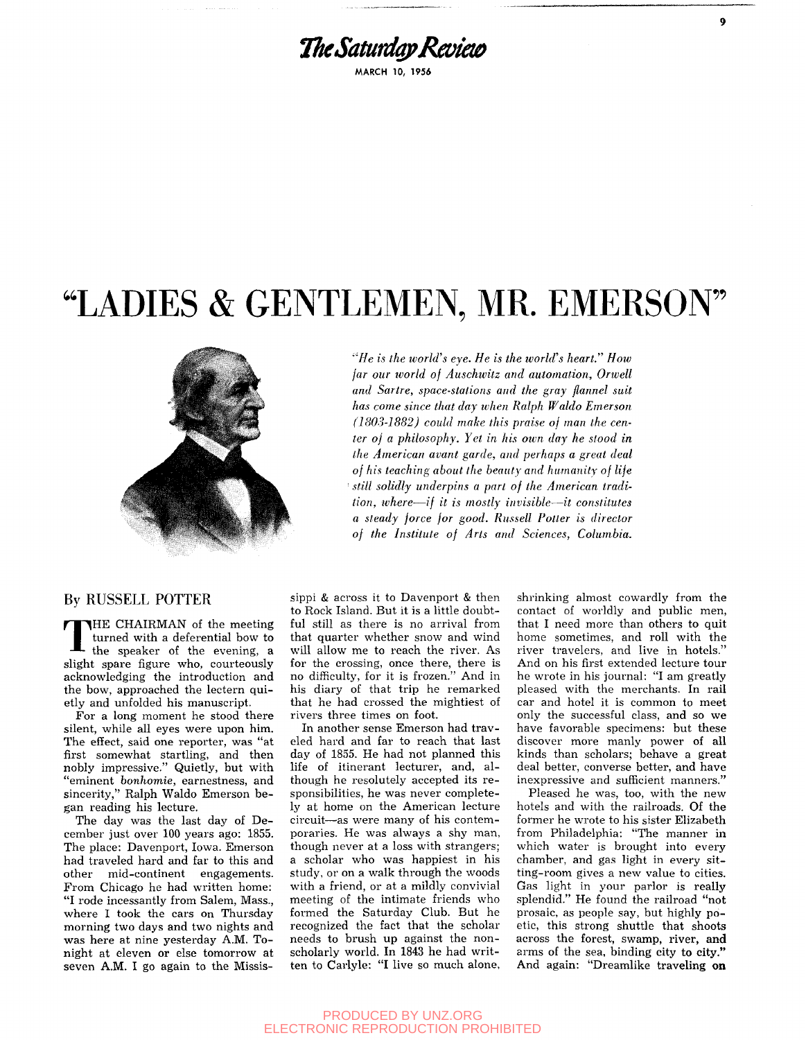# "LADIES & GENTLEMEN, MR. EMERSON"

*"He is the world's eye. He is the world's heart." How far our world of Auschwitz and automation, Orwell and Sartre, space-stations and the gray flannel suit has come since that day when Ralph Waldo Emerson (1803-1882) could make this praise of man the center of a philosophy. Yet in his own day he stood in the American avant garde, and perhaps a great deal of his teaching about the beauty and humanity of life still solidly underpins a part of the American tradition, where—if it is mostly invisible—it constitutes a steady force for good. Russell Potter is director of the Institute of Arts and Sciences, Columbia.*

By RUSSELL POTTER

THE CHAIRMAN of the meeting turned with a deferential bow to the speaker of the evening, a slight spare figure who, courteously acknowledging the introduction and the bow, approached the lectern quietly and unfolded his manuscript.

For a long moment he stood there silent, while all eyes were upon him. The effect, said one reporter, was "at first somewhat startling, and then nobly impressive." Quietly, but with "eminent *bonhomie*, earnestness, and sincerity," Ralph Waldo Emerson began reading his lecture.

The day was the last day of December just over 100 years ago: 1855. The place: Davenport, Iowa. Emerson had traveled hard and far to this and other mid-continent engagements. From Chicago he had written home: "I rode incessantly from Salem, Mass., where I took the cars on Thursday morning two days and two nights and was here at nine yesterday A.M. Tonight at eleven or else tomorrow at seven A.M. I go again to the Mississippi & across it to Davenport & then to Rock Island. But it is a little doubtful still as there is no arrival from that quarter whether snow and wind will allow me to reach the river. As for the crossing, once there, there is no difficulty, for it is frozen." And in his diary of that trip he remarked that he had crossed the mightiest of rivers three times on foot.

In another sense Emerson had traveled hard and far to reach that last day of 1855. He had not planned this life of itinerant lecturer, and, although he resolutely accepted its responsibilities, he was never completely at home on the American lecture circuit—as were many of his contemporaries. He was always a shy man, though never at a loss with strangers; a scholar who was happiest in his study, or on a walk through the woods with a friend, or at a mildly convivial meeting of the intimate friends who formed the Saturday Club. But he recognized the fact that the scholar needs to brush up against the non-scholarly world. In 1843 he had written to Carlyle: "I live so much alone, shrinking almost cowardly from the contact of worldly and public men, that I need more than others to quit home sometimes, and roll with the river travelers, and live in hotels." And on his first extended lecture tour he wrote in his journal: "I am greatly pleased with the merchants. In rail car and hotel it is common to meet only the successful class, and so we have favorable specimens: but these discover more manly power of all kinds than scholars; behave a great deal better, converse better, and have inexpressive and sufficient manners."

Pleased he was, too, with the new hotels and with the railroads. Of the former he wrote to his sister Elizabeth from Philadelphia: "The manner in which water is brought into every chamber, and gas light in every sitting-room gives a new value to cities. Gas light in your parlor is really splendid." He found the railroad "not prosaic, as people say, but highly poetic, this strong shuttle that shoots across the forest, swamp, river, and arms of the sea, binding city to city." And again: "Dreamlike traveling on